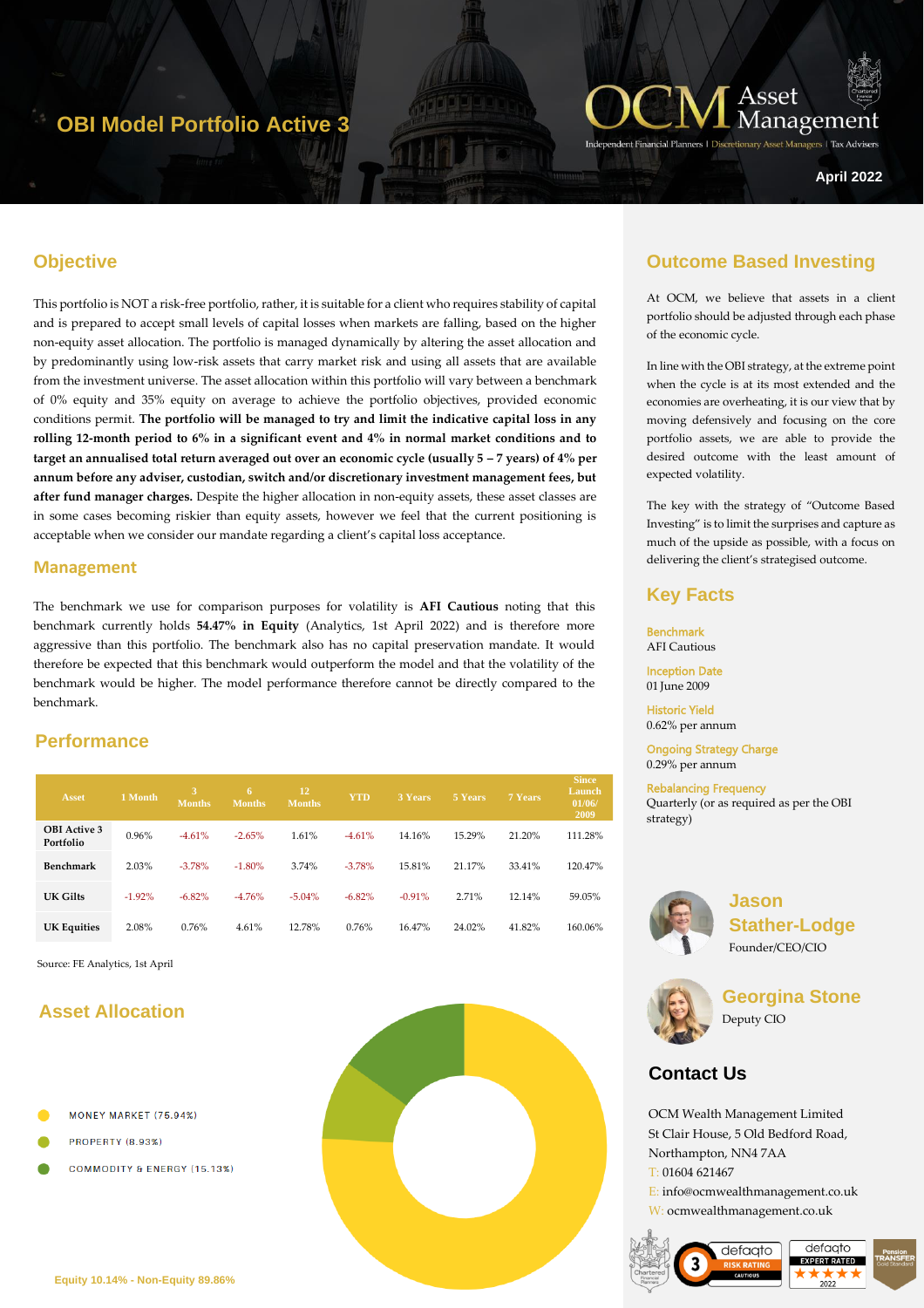# OBI Model Portfolio Active 3

OCM Asset Management

Independent Financial Planners | Discretionary Asset Managers | Tax Advisers

April 2022

## Objective

This portfolio is NOT a risk-free portfolio, rather, it is suitable for a client who requires stability of capital and is prepared to accept small levels of capital losses when markets are falling, based on the higher non-equity asset allocation. The portfolio is managed dynamically by altering the asset allocation and by predominantly using low-risk assets that carry market risk and using all assets that are available from the investment universe. The asset allocation within this portfolio will vary between a benchmark of 0% equity and 35% equity on average to achieve the portfolio objectives, provided economic conditions permit. **The portfolio will be managed to try and limit the indicative capital loss in any rolling 12-month period to 6% in a significant event and 4% in normal market conditions and to target an annualised total return averaged out over an economic cycle (usually 5 – 7 years) of 4% per annum before any adviser, custodian, switch and/or discretionary investment management fees, but after fund manager charges.** Despite the higher allocation in non-equity assets, these asset classes are in some cases becoming riskier than equity assets, however we feel that the current positioning is acceptable when we consider our mandate regarding a client's capital loss acceptance.

## Management

The benchmark we use for comparison purposes for volatility is **AFI Cautious** noting that this benchmark currently holds **54.47% in Equity** (Analytics, 1st April 2022) and is therefore more aggressive than this portfolio. The benchmark also has no capital preservation mandate. It would therefore be expected that this benchmark would outperform the model and that the volatility of the benchmark would be higher. The model performance therefore cannot be directly compared to the benchmark.

## Performance

| Asset | 1 Month | 3 Months | 6 Months | 12 Months | YTD | 3 Years | 5 Years | 7 Years | Since Launch 01/06/2009 |
|---|---|---|---|---|---|---|---|---|---|
| OBI Active 3 Portfolio | 0.96% | -4.61% | -2.65% | 1.61% | -4.61% | 14.16% | 15.29% | 21.20% | 111.28% |
| Benchmark | 2.03% | -3.78% | -1.80% | 3.74% | -3.78% | 15.81% | 21.17% | 33.41% | 120.47% |
| UK Gilts | -1.92% | -6.82% | -4.76% | -5.04% | -6.82% | -0.91% | 2.71% | 12.14% | 59.05% |
| UK Equities | 2.08% | 0.76% | 4.61% | 12.78% | 0.76% | 16.47% | 24.02% | 41.82% | 160.06% |

Source: FE Analytics, 1st April

## Asset Allocation

- MONEY MARKET (75.94%)
- PROPERTY (8.93%)
- COMMODITY & ENERGY (15.13%)

Equity 10.14% - Non-Equity 89.86%

## Outcome Based Investing

At OCM, we believe that assets in a client portfolio should be adjusted through each phase of the economic cycle.

In line with the OBI strategy, at the extreme point when the cycle is at its most extended and the economies are overheating, it is our view that by moving defensively and focusing on the core portfolio assets, we are able to provide the desired outcome with the least amount of expected volatility.

The key with the strategy of "Outcome Based Investing" is to limit the surprises and capture as much of the upside as possible, with a focus on delivering the client's strategised outcome.

## Key Facts

**Benchmark**
AFI Cautious

**Inception Date**
01 June 2009

**Historic Yield**
0.62% per annum

**Ongoing Strategy Charge**
0.29% per annum

**Rebalancing Frequency**
Quarterly (or as required as per the OBI strategy)

**Jason Stather-Lodge**
Founder/CEO/CIO

**Georgina Stone**
Deputy CIO

## Contact Us

OCM Wealth Management Limited
St Clair House, 5 Old Bedford Road,
Northampton, NN4 7AA
T: 01604 621467
E: info@ocmwealthmanagement.co.uk
W: ocmwealthmanagement.co.uk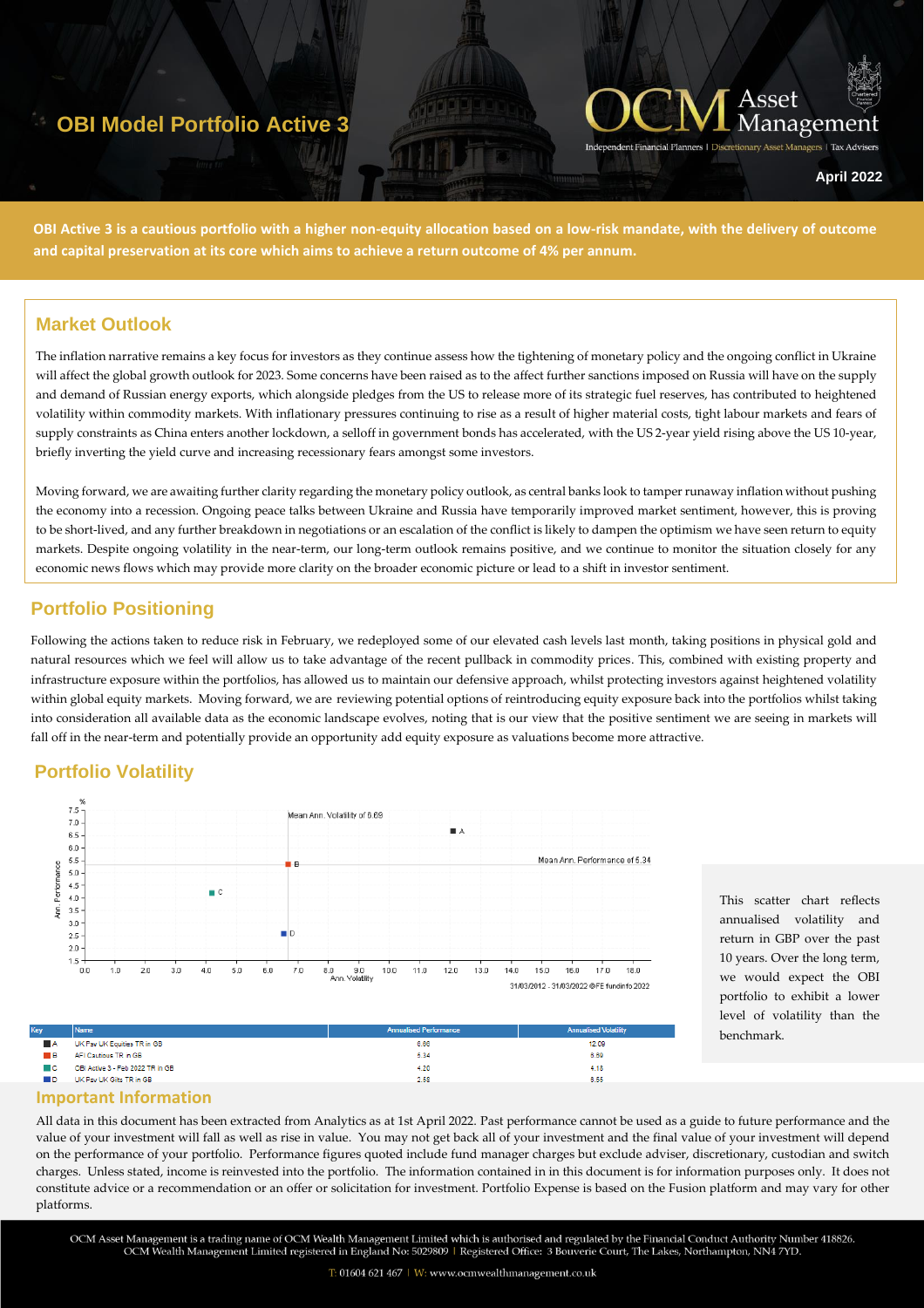# OBI Model Portfolio Active 3

OCM Asset Management

Independent Financial Planners | Discretionary Asset Managers | Tax Advisers

April 2022

**OBI Active 3 is a cautious portfolio with a higher non-equity allocation based on a low-risk mandate, with the delivery of outcome and capital preservation at its core which aims to achieve a return outcome of 4% per annum.**

## Market Outlook

The inflation narrative remains a key focus for investors as they continue assess how the tightening of monetary policy and the ongoing conflict in Ukraine will affect the global growth outlook for 2023. Some concerns have been raised as to the affect further sanctions imposed on Russia will have on the supply and demand of Russian energy exports, which alongside pledges from the US to release more of its strategic fuel reserves, has contributed to heightened volatility within commodity markets. With inflationary pressures continuing to rise as a result of higher material costs, tight labour markets and fears of supply constraints as China enters another lockdown, a selloff in government bonds has accelerated, with the US 2-year yield rising above the US 10-year, briefly inverting the yield curve and increasing recessionary fears amongst some investors.

Moving forward, we are awaiting further clarity regarding the monetary policy outlook, as central banks look to tamper runaway inflation without pushing the economy into a recession. Ongoing peace talks between Ukraine and Russia have temporarily improved market sentiment, however, this is proving to be short-lived, and any further breakdown in negotiations or an escalation of the conflict is likely to dampen the optimism we have seen return to equity markets. Despite ongoing volatility in the near-term, our long-term outlook remains positive, and we continue to monitor the situation closely for any economic news flows which may provide more clarity on the broader economic picture or lead to a shift in investor sentiment.

## Portfolio Positioning

Following the actions taken to reduce risk in February, we redeployed some of our elevated cash levels last month, taking positions in physical gold and natural resources which we feel will allow us to take advantage of the recent pullback in commodity prices. This, combined with existing property and infrastructure exposure within the portfolios, has allowed us to maintain our defensive approach, whilst protecting investors against heightened volatility within global equity markets. Moving forward, we are reviewing potential options of reintroducing equity exposure back into the portfolios whilst taking into consideration all available data as the economic landscape evolves, noting that is our view that the positive sentiment we are seeing in markets will fall off in the near-term and potentially provide an opportunity add equity exposure as valuations become more attractive.

## Portfolio Volatility

%

Mean Ann. Volatility of 6.69

Mean Ann. Performance of 5.34

Ann. Performance

Ann. Volatility

A, B, C, D

31/03/2012 - 31/03/2022 ©FE fundinfo 2022

| Key | Name | Annualised Performance | Annualised Volatility |
|---|---|---|---|
| A | UK Pav UK Equities TR in GB | 6.66 | 12.09 |
| B | AFI Cautious TR in GB | 5.34 | 6.69 |
| C | OBI Active 3 - Feb 2022 TR in GB | 4.20 | 4.18 |
| D | UK Pav UK Gilts TR in GB | 2.58 | 6.55 |

This scatter chart reflects annualised volatility and return in GBP over the past 10 years. Over the long term, we would expect the OBI portfolio to exhibit a lower level of volatility than the benchmark.

## Important Information

All data in this document has been extracted from Analytics as at 1st April 2022. Past performance cannot be used as a guide to future performance and the value of your investment will fall as well as rise in value. You may not get back all of your investment and the final value of your investment will depend on the performance of your portfolio. Performance figures quoted include fund manager charges but exclude adviser, discretionary, custodian and switch charges. Unless stated, income is reinvested into the portfolio. The information contained in in this document is for information purposes only. It does not constitute advice or a recommendation or an offer or solicitation for investment. Portfolio Expense is based on the Fusion platform and may vary for other platforms.

OCM Asset Management is a trading name of OCM Wealth Management Limited which is authorised and regulated by the Financial Conduct Authority Number 418826. OCM Wealth Management Limited registered in England No: 5029809 | Registered Office: 3 Bouverie Court, The Lakes, Northampton, NN4 7YD.

T: 01604 621 467 | W: www.ocmwealthmanagement.co.uk